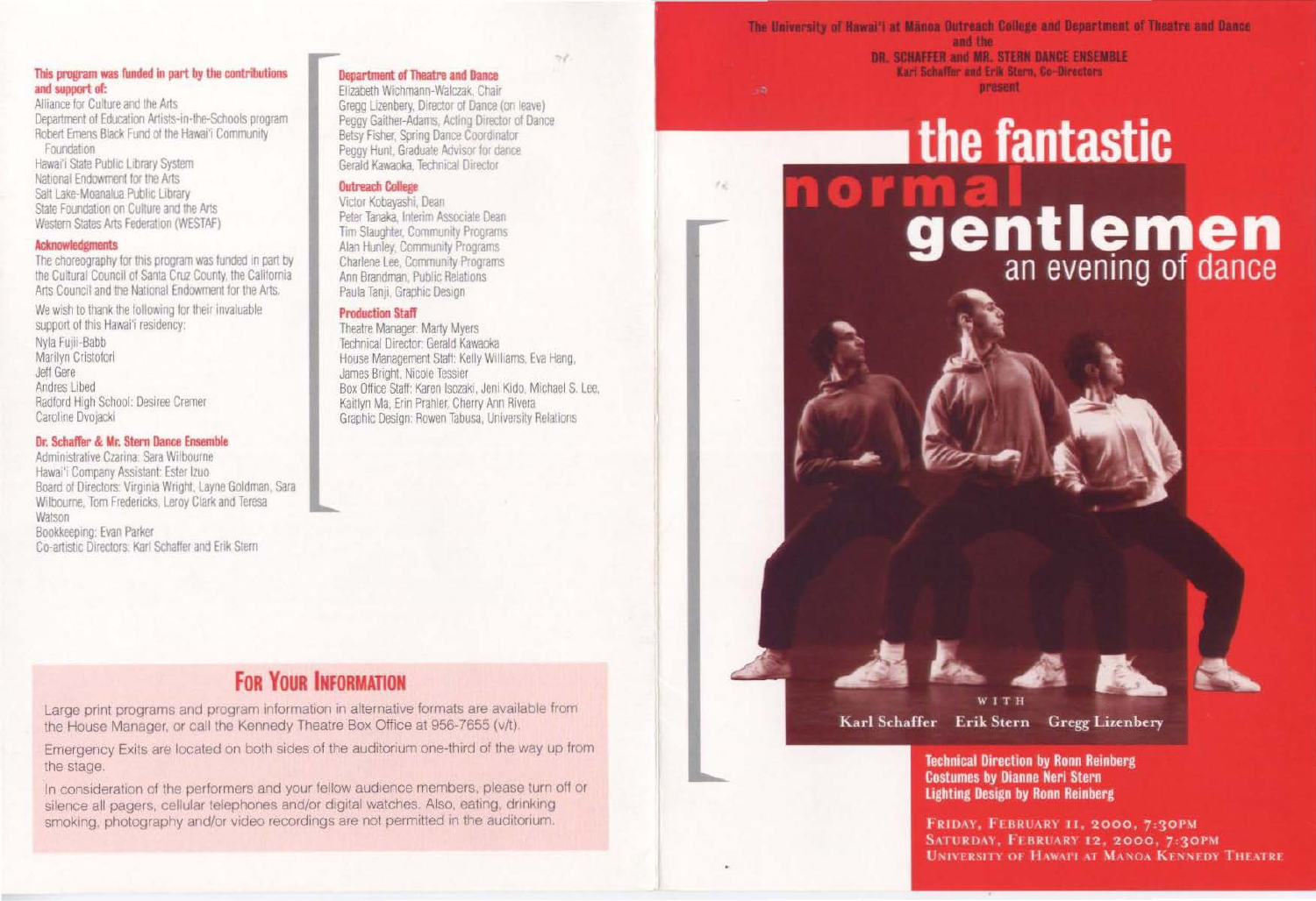**This program was funded in part by the contributions and support of:**

Alliance for Culture and the Arts
Department of Education Artists-in-the-Schools program
Robert Emens Black Fund of the Hawai'i Community Foundation
Hawai'i State Public Library System
National Endowment for the Arts
Salt Lake-Moanalua Public Library
State Foundation on Culture and the Arts
Western States Arts Federation (WESTAF)

**Acknowledgments**

The choreography for this program was funded in part by the Cultural Council of Santa Cruz County, the California Arts Council and the National Endowment for the Arts.

We wish to thank the following for their invaluable support of this Hawai'i residency:

Nyla Fujii-Babb
Marilyn Cristofori
Jeff Gere
Andres Libed
Radford High School: Desiree Cremer
Caroline Dvojacki

**Dr. Schaffer & Mr. Stern Dance Ensemble**

Administrative Czarina: Sara Wilbourne
Hawai'i Company Assistant: Ester Izuo
Board of Directors: Virginia Wright, Layne Goldman, Sara Wilbourne, Tom Fredericks, Leroy Clark and Teresa Watson
Bookkeeping: Evan Parker
Co-artistic Directors: Karl Schaffer and Erik Stern

**Department of Theatre and Dance**

Elizabeth Wichmann-Walczak, Chair
Gregg Lizenbery, Director of Dance (on leave)
Peggy Gaither-Adams, Acting Director of Dance
Betsy Fisher, Spring Dance Coordinator
Peggy Hunt, Graduate Advisor for dance
Gerald Kawaoka, Technical Director

**Outreach College**

Victor Kobayashi, Dean
Peter Tanaka, Interim Associate Dean
Tim Slaughter, Community Programs
Alan Hunley, Community Programs
Charlene Lee, Community Programs
Ann Brandman, Public Relations
Paula Tanji, Graphic Design

**Production Staff**

Theatre Manager: Marty Myers
Technical Director: Gerald Kawaoka
House Management Staff: Kelly Williams, Eva Hang, James Bright, Nicole Tessier
Box Office Staff: Karen Iscozaki, Jeni Kido, Michael S. Lee, Kaitlyn Ma, Erin Prahler, Cherry Ann Rivera
Graphic Design: Rowen Tabusa, University Relations

## For Your Information

Large print programs and program information in alternative formats are available from the House Manager, or call the Kennedy Theatre Box Office at 956-7655 (v/t).

Emergency Exits are located on both sides of the auditorium one-third of the way up from the stage.

In consideration of the performers and your fellow audience members, please turn off or silence all pagers, cellular telephones and/or digital watches. Also, eating, drinking smoking, photography and/or video recordings are not permitted in the auditorium.

The University of Hawai'i at Mānoa Outreach College and Department of Theatre and Dance
and the
DR. SCHAFFER and MR. STERN DANCE ENSEMBLE
Karl Schaffer and Erik Stern, Co-Directors
present

# the fantastic normal gentlemen

## an evening of dance

WITH

Karl Schaffer Erik Stern Gregg Lizenbery

**Technical Direction by Ronn Reinberg**
**Costumes by Dianne Neri Stern**
**Lighting Design by Ronn Reinberg**

FRIDAY, FEBRUARY 11, 2000, 7:30PM
SATURDAY, FEBRUARY 12, 2000, 7:30PM
UNIVERSITY OF HAWAI'I AT MANOA KENNEDY THEATRE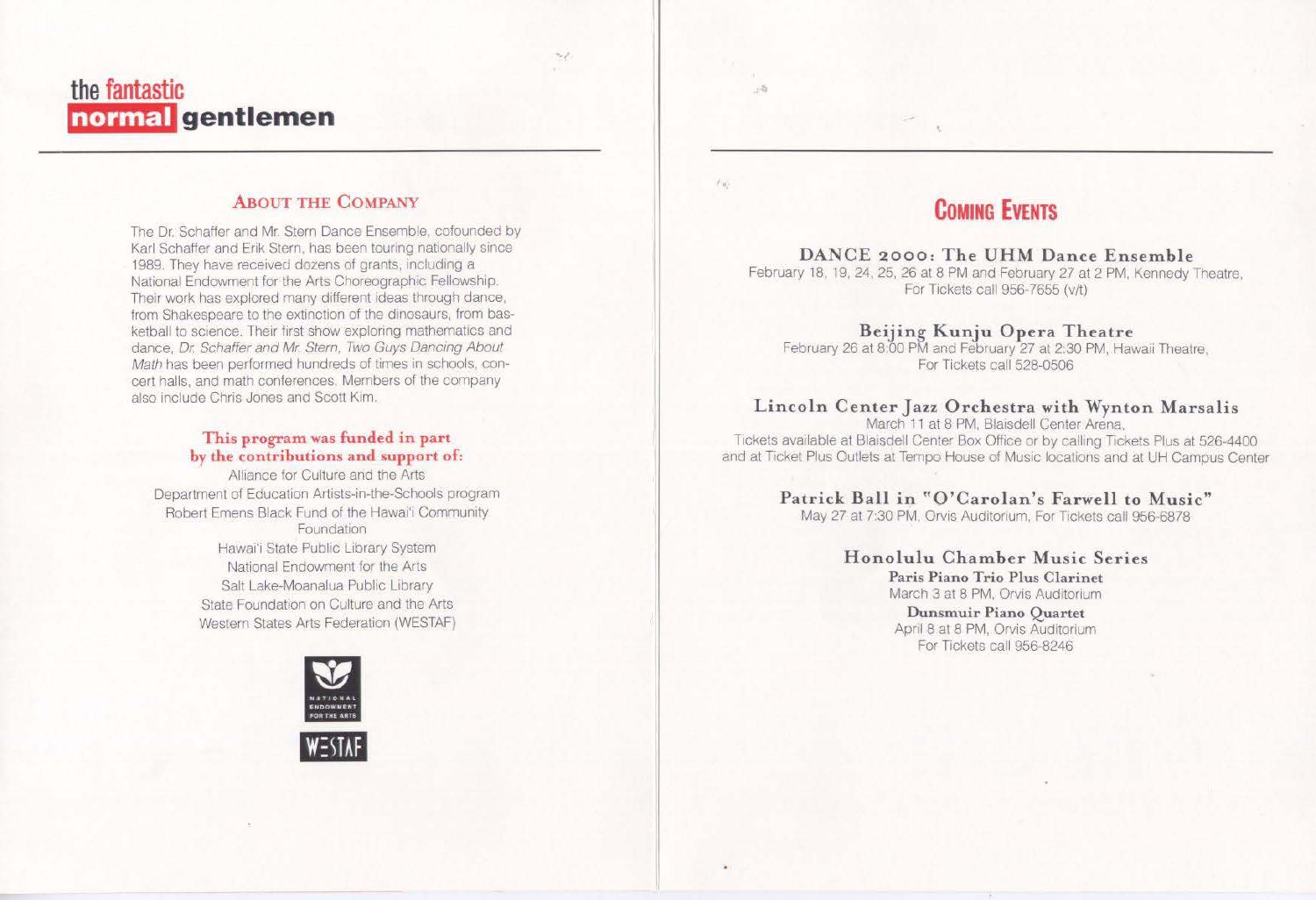# the fantastic normal gentlemen

## About the Company

The Dr. Schaffer and Mr. Stern Dance Ensemble, cofounded by Karl Schaffer and Erik Stern, has been touring nationally since 1989. They have received dozens of grants, including a National Endowment for the Arts Choreographic Fellowship. Their work has explored many different ideas through dance, from Shakespeare to the extinction of the dinosaurs, from basketball to science. Their first show exploring mathematics and dance, *Dr. Schaffer and Mr. Stern, Two Guys Dancing About Math* has been performed hundreds of times in schools, concert halls, and math conferences. Members of the company also include Chris Jones and Scott Kim.

**This program was funded in part by the contributions and support of:**

Alliance for Culture and the Arts
Department of Education Artists-in-the-Schools program
Robert Emens Black Fund of the Hawai'i Community Foundation
Hawai'i State Public Library System
National Endowment for the Arts
Salt Lake-Moanalua Public Library
State Foundation on Culture and the Arts
Western States Arts Federation (WESTAF)

## Coming Events

### DANCE 2000: The UHM Dance Ensemble

February 18, 19, 24, 25, 26 at 8 PM and February 27 at 2 PM, Kennedy Theatre, For Tickets call 956-7655 (v/t)

### Beijing Kunju Opera Theatre

February 26 at 8:00 PM and February 27 at 2:30 PM, Hawaii Theatre, For Tickets call 528-0506

### Lincoln Center Jazz Orchestra with Wynton Marsalis

March 11 at 8 PM, Blaisdell Center Arena.
Tickets available at Blaisdell Center Box Office or by calling Tickets Plus at 526-4400 and at Ticket Plus Outlets at Tempo House of Music locations and at UH Campus Center

### Patrick Ball in "O'Carolan's Farwell to Music"

May 27 at 7:30 PM, Orvis Auditorium, For Tickets call 956-6878

### Honolulu Chamber Music Series

**Paris Piano Trio Plus Clarinet**
March 3 at 8 PM, Orvis Auditorium

**Dunsmuir Piano Quartet**
April 8 at 8 PM, Orvis Auditorium
For Tickets call 956-8246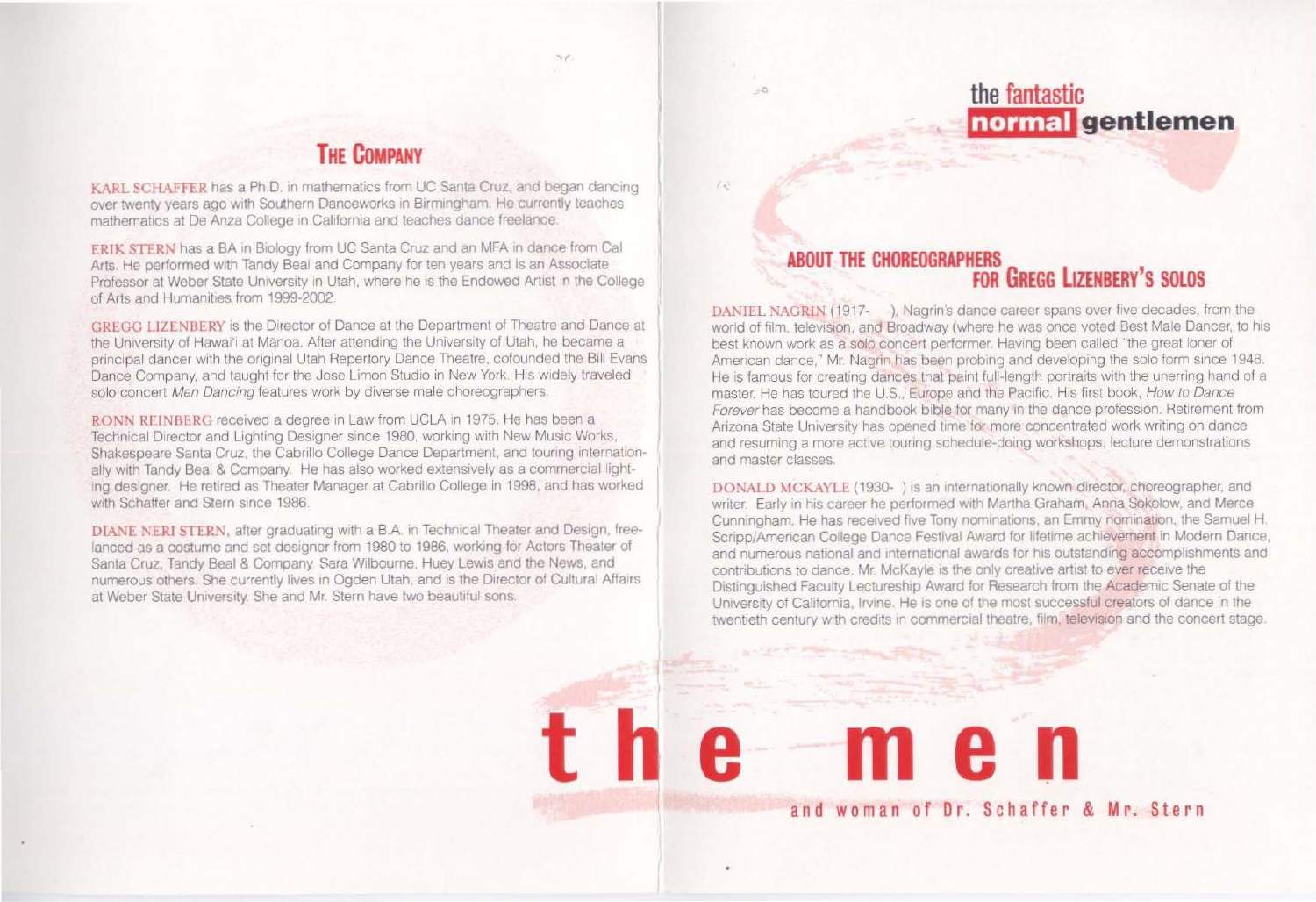## The Company

KARL SCHAFFER has a Ph.D. in mathematics from UC Santa Cruz, and began dancing over twenty years ago with Southern Danceworks in Birmingham. He currently teaches mathematics at De Anza College in California and teaches dance freelance.

ERIK STERN has a BA in Biology from UC Santa Cruz and an MFA in dance from Cal Arts. He performed with Tandy Beal and Company for ten years and is an Associate Professor at Weber State University in Utah, where he is the Endowed Artist in the College of Arts and Humanities from 1999-2002.

GREGG LIZENBERY is the Director of Dance at the Department of Theatre and Dance at the University of Hawai'i at Mānoa. After attending the University of Utah, he became a principal dancer with the original Utah Repertory Dance Theatre, cofounded the Bill Evans Dance Company, and taught for the Jose Limon Studio in New York. His widely traveled solo concert *Men Dancing* features work by diverse male choreographers.

RONN REINBERG received a degree in Law from UCLA in 1975. He has been a Technical Director and Lighting Designer since 1980, working with New Music Works, Shakespeare Santa Cruz, the Cabrillo College Dance Department, and touring internationally with Tandy Beal & Company. He has also worked extensively as a commercial lighting designer. He retired as Theater Manager at Cabrillo College in 1998, and has worked with Schaffer and Stern since 1986.

DIANE NERI STERN, after graduating with a B.A. in Technical Theater and Design, freelanced as a costume and set designer from 1980 to 1986, working for Actors Theater of Santa Cruz, Tandy Beal & Company, Sara Wilbourne, Huey Lewis and the News, and numerous others. She currently lives in Ogden Utah, and is the Director of Cultural Affairs at Weber State University. She and Mr. Stern have two beautiful sons.

# the fantastic normal gentlemen

## About the Choreographers for Gregg Lizenbery's Solos

DANIEL NAGRIN (1917- ), Nagrin's dance career spans over five decades, from the world of film, television, and Broadway (where he was once voted Best Male Dancer, to his best known work as a solo concert performer. Having been called "the great loner of American dance," Mr. Nagrin has been probing and developing the solo form since 1948. He is famous for creating dances that paint full-length portraits with the unerring hand of a master. He has toured the U.S., Europe and the Pacific. His first book, *How to Dance Forever* has become a handbook bible for many in the dance profession. Retirement from Arizona State University has opened time for more concentrated work writing on dance and resuming a more active touring schedule-doing workshops, lecture demonstrations and master classes.

DONALD MCKAYLE (1930- ) is an internationally known director, choreographer, and writer. Early in his career he performed with Martha Graham, Anna Sokolow, and Merce Cunningham. He has received five Tony nominations, an Emmy nomination, the Samuel H. Scripp/American College Dance Festival Award for lifetime achievement in Modern Dance, and numerous national and international awards for his outstanding accomplishments and contributions to dance. Mr. McKayle is the only creative artist to ever receive the Distinguished Faculty Lectureship Award for Research from the Academic Senate of the University of California, Irvine. He is one of the most successful creators of dance in the twentieth century with credits in commercial theatre, film, television and the concert stage.

# the men

and woman of Dr. Schaffer & Mr. Stern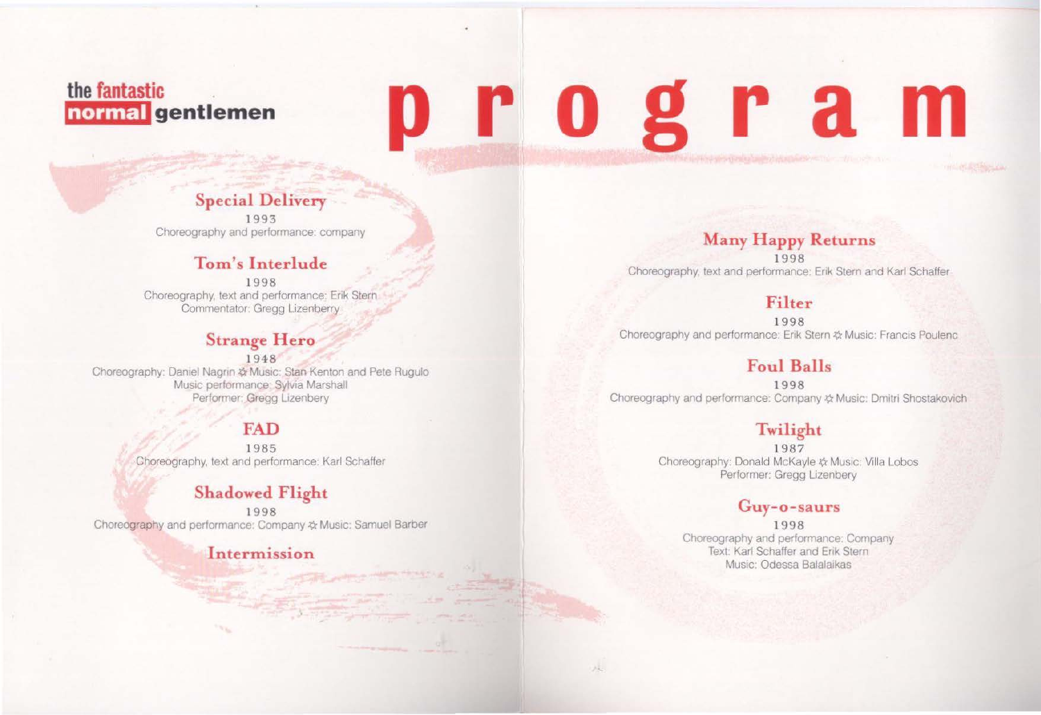the fantastic **normal** gentlemen

# program

## Special Delivery

1993

Choreography and performance: company

## Tom's Interlude

1998

Choreography, text and performance: Erik Stern

Commentator: Gregg Lizenberry

## Strange Hero

1948

Choreography: Daniel Nagrin ☆ Music: Stan Kenton and Pete Rugulo

Music performance: Sylvia Marshall

Performer: Gregg Lizenbery

## FAD

1985

Choreography, text and performance: Karl Schaffer

## Shadowed Flight

1998

Choreography and performance: Company ☆ Music: Samuel Barber

## Intermission

## Many Happy Returns

1998

Choreography, text and performance: Erik Stern and Karl Schaffer

## Filter

1998

Choreography and performance: Erik Stern ☆ Music: Francis Poulenc

## Foul Balls

1998

Choreography and performance: Company ☆ Music: Dmitri Shostakovich

## Twilight

1987

Choreography: Donald McKayle ☆ Music: Villa Lobos

Performer: Gregg Lizenbery

## Guy-o-saurs

1998

Choreography and performance: Company

Text: Karl Schaffer and Erik Stern

Music: Odessa Balalaikas